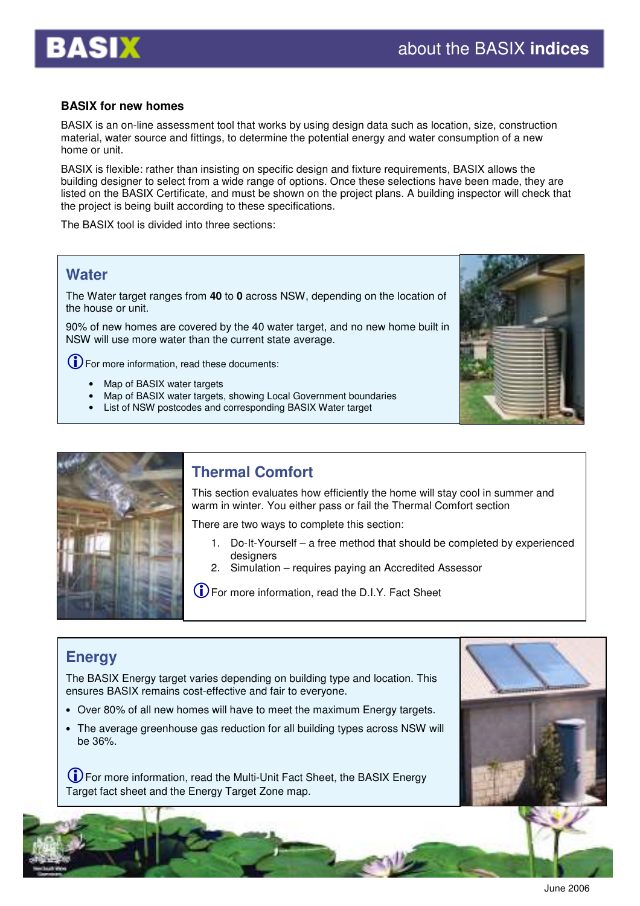# BASIX — about the BASIX indices

## BASIX for new homes

BASIX is an on-line assessment tool that works by using design data such as location, size, construction material, water source and fittings, to determine the potential energy and water consumption of a new home or unit.

BASIX is flexible: rather than insisting on specific design and fixture requirements, BASIX allows the building designer to select from a wide range of options. Once these selections have been made, they are listed on the BASIX Certificate, and must be shown on the project plans. A building inspector will check that the project is being built according to these specifications.

The BASIX tool is divided into three sections:

## Water

The Water target ranges from **40** to **0** across NSW, depending on the location of the house or unit.

90% of new homes are covered by the 40 water target, and no new home built in NSW will use more water than the current state average.

For more information, read these documents:

- Map of BASIX water targets
- Map of BASIX water targets, showing Local Government boundaries
- List of NSW postcodes and corresponding BASIX Water target

## Thermal Comfort

This section evaluates how efficiently the home will stay cool in summer and warm in winter. You either pass or fail the Thermal Comfort section

There are two ways to complete this section:

1. Do-It-Yourself – a free method that should be completed by experienced designers
2. Simulation – requires paying an Accredited Assessor

For more information, read the D.I.Y. Fact Sheet

## Energy

The BASIX Energy target varies depending on building type and location. This ensures BASIX remains cost-effective and fair to everyone.

- Over 80% of all new homes will have to meet the maximum Energy targets.
- The average greenhouse gas reduction for all building types across NSW will be 36%.

For more information, read the Multi-Unit Fact Sheet, the BASIX Energy Target fact sheet and the Energy Target Zone map.

June 2006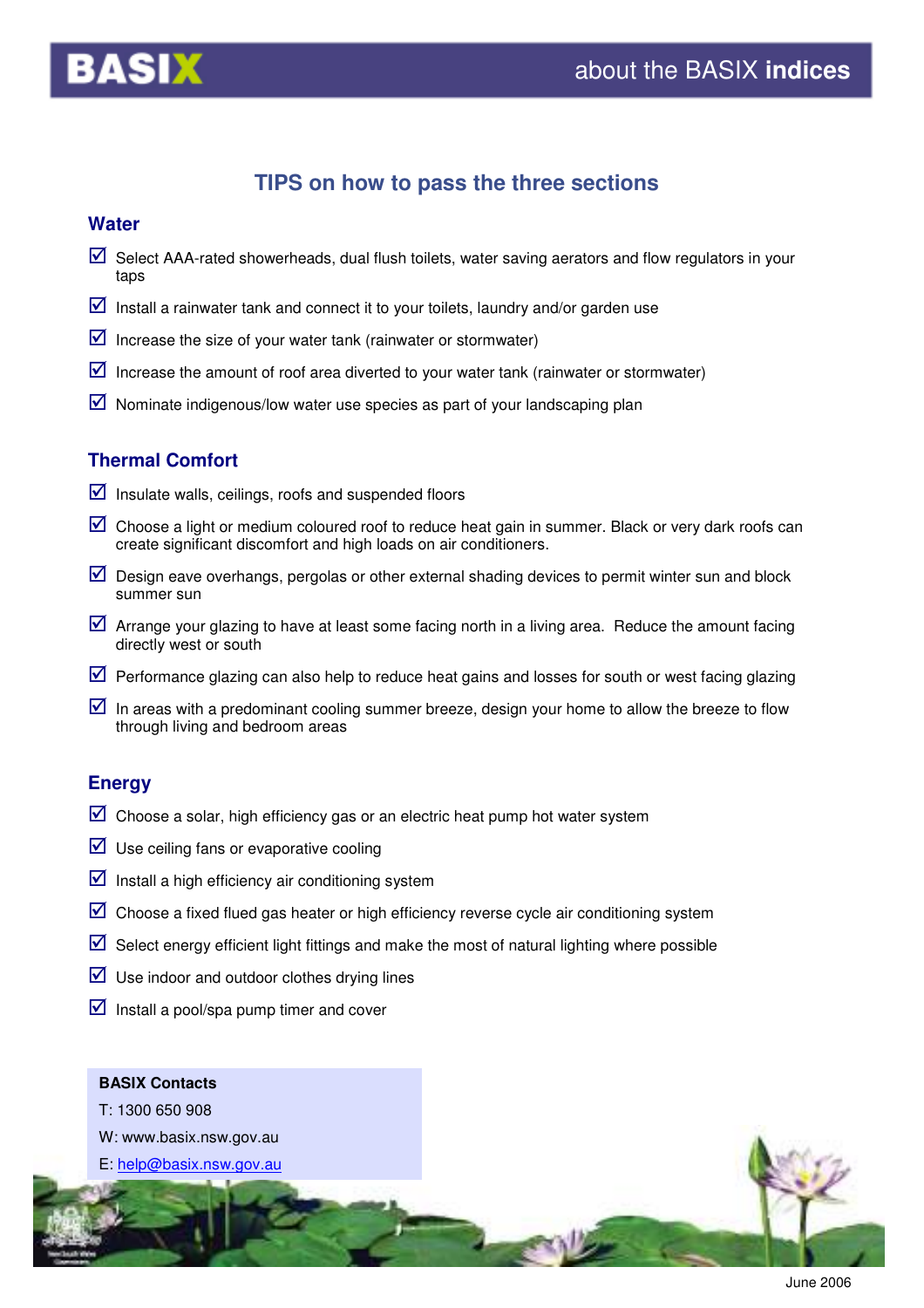## TIPS on how to pass the three sections

### Water

- ☑ Select AAA-rated showerheads, dual flush toilets, water saving aerators and flow regulators in your taps
- ☑ Install a rainwater tank and connect it to your toilets, laundry and/or garden use
- ☑ Increase the size of your water tank (rainwater or stormwater)
- ☑ Increase the amount of roof area diverted to your water tank (rainwater or stormwater)
- ☑ Nominate indigenous/low water use species as part of your landscaping plan

### Thermal Comfort

- ☑ Insulate walls, ceilings, roofs and suspended floors
- ☑ Choose a light or medium coloured roof to reduce heat gain in summer. Black or very dark roofs can create significant discomfort and high loads on air conditioners.
- ☑ Design eave overhangs, pergolas or other external shading devices to permit winter sun and block summer sun
- ☑ Arrange your glazing to have at least some facing north in a living area. Reduce the amount facing directly west or south
- ☑ Performance glazing can also help to reduce heat gains and losses for south or west facing glazing
- ☑ In areas with a predominant cooling summer breeze, design your home to allow the breeze to flow through living and bedroom areas

### Energy

- ☑ Choose a solar, high efficiency gas or an electric heat pump hot water system
- ☑ Use ceiling fans or evaporative cooling
- ☑ Install a high efficiency air conditioning system
- ☑ Choose a fixed flued gas heater or high efficiency reverse cycle air conditioning system
- ☑ Select energy efficient light fittings and make the most of natural lighting where possible
- ☑ Use indoor and outdoor clothes drying lines
- ☑ Install a pool/spa pump timer and cover

**BASIX Contacts**

T: 1300 650 908

W: www.basix.nsw.gov.au

E: help@basix.nsw.gov.au

June 2006